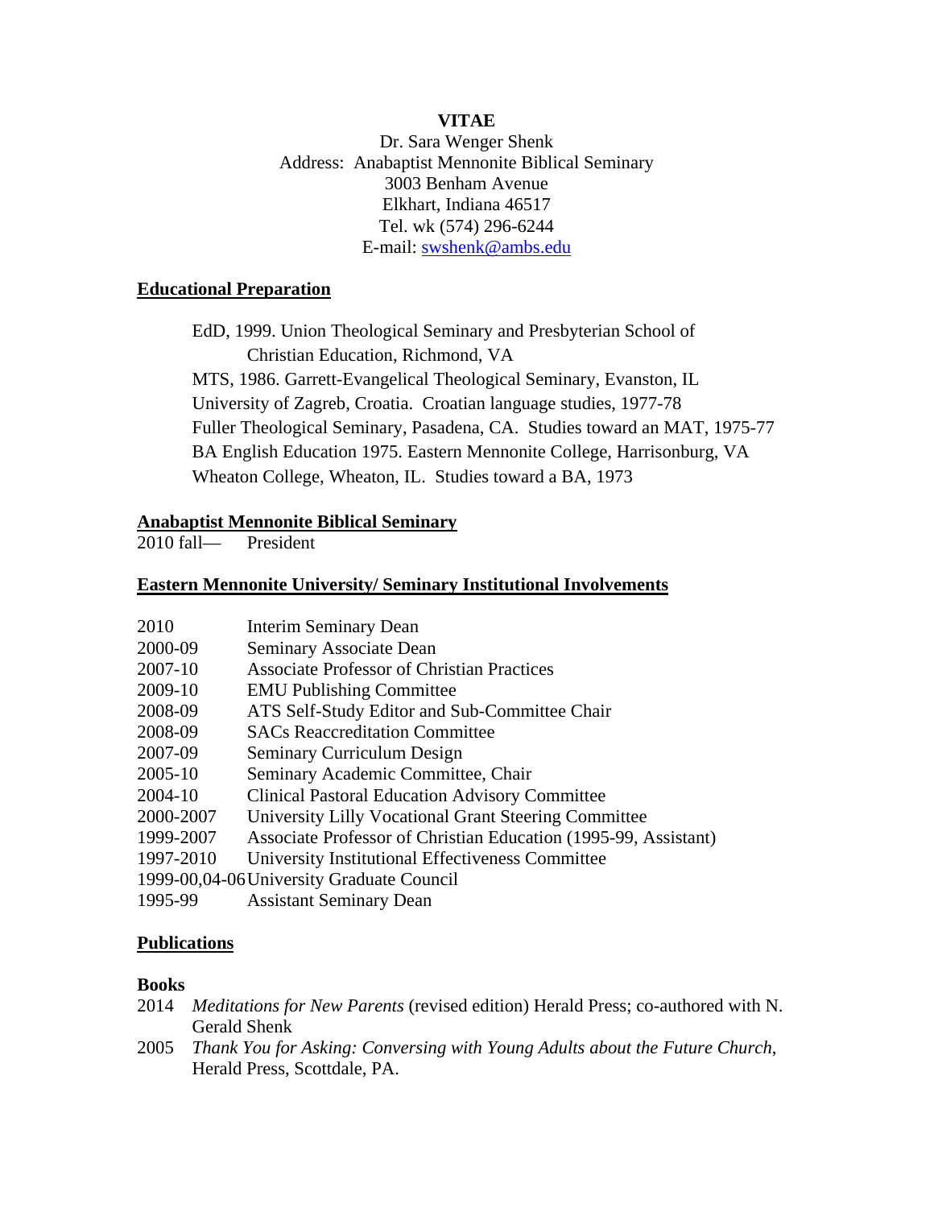# VITAE

Dr. Sara Wenger Shenk
Address: Anabaptist Mennonite Biblical Seminary
3003 Benham Avenue
Elkhart, Indiana 46517
Tel. wk (574) 296-6244
E-mail: swshenk@ambs.edu

## Educational Preparation

EdD, 1999. Union Theological Seminary and Presbyterian School of Christian Education, Richmond, VA
MTS, 1986. Garrett-Evangelical Theological Seminary, Evanston, IL
University of Zagreb, Croatia. Croatian language studies, 1977-78
Fuller Theological Seminary, Pasadena, CA. Studies toward an MAT, 1975-77
BA English Education 1975. Eastern Mennonite College, Harrisonburg, VA
Wheaton College, Wheaton, IL. Studies toward a BA, 1973

## Anabaptist Mennonite Biblical Seminary

2010 fall— President

## Eastern Mennonite University/ Seminary Institutional Involvements

| | |
|---|---|
| 2010 | Interim Seminary Dean |
| 2000-09 | Seminary Associate Dean |
| 2007-10 | Associate Professor of Christian Practices |
| 2009-10 | EMU Publishing Committee |
| 2008-09 | ATS Self-Study Editor and Sub-Committee Chair |
| 2008-09 | SACs Reaccreditation Committee |
| 2007-09 | Seminary Curriculum Design |
| 2005-10 | Seminary Academic Committee, Chair |
| 2004-10 | Clinical Pastoral Education Advisory Committee |
| 2000-2007 | University Lilly Vocational Grant Steering Committee |
| 1999-2007 | Associate Professor of Christian Education (1995-99, Assistant) |
| 1997-2010 | University Institutional Effectiveness Committee |
| 1999-00,04-06 | University Graduate Council |
| 1995-99 | Assistant Seminary Dean |

## Publications

### Books

2014 *Meditations for New Parents* (revised edition) Herald Press; co-authored with N. Gerald Shenk

2005 *Thank You for Asking: Conversing with Young Adults about the Future Church*, Herald Press, Scottdale, PA.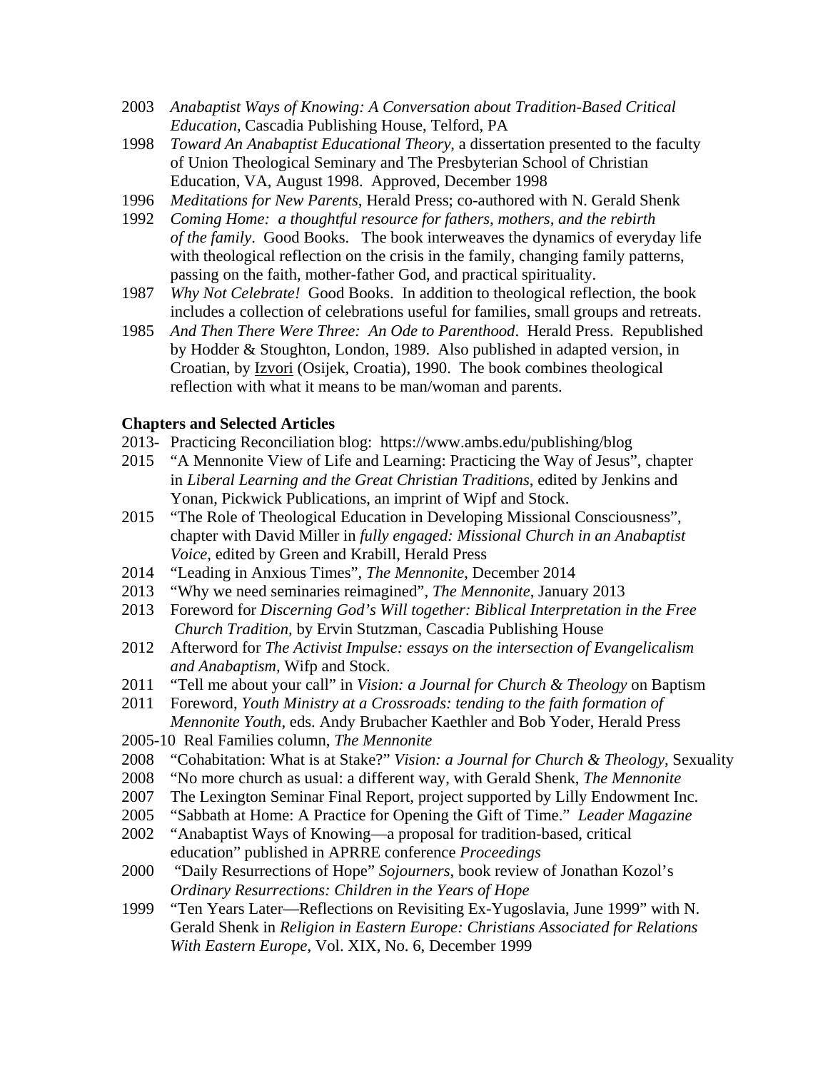2003 *Anabaptist Ways of Knowing: A Conversation about Tradition-Based Critical Education*, Cascadia Publishing House, Telford, PA

1998 *Toward An Anabaptist Educational Theory*, a dissertation presented to the faculty of Union Theological Seminary and The Presbyterian School of Christian Education, VA, August 1998. Approved, December 1998

1996 *Meditations for New Parents*, Herald Press; co-authored with N. Gerald Shenk

1992 *Coming Home: a thoughtful resource for fathers, mothers, and the rebirth of the family*. Good Books. The book interweaves the dynamics of everyday life with theological reflection on the crisis in the family, changing family patterns, passing on the faith, mother-father God, and practical spirituality.

1987 *Why Not Celebrate!* Good Books. In addition to theological reflection, the book includes a collection of celebrations useful for families, small groups and retreats.

1985 *And Then There Were Three: An Ode to Parenthood*. Herald Press. Republished by Hodder & Stoughton, London, 1989. Also published in adapted version, in Croatian, by Izvori (Osijek, Croatia), 1990. The book combines theological reflection with what it means to be man/woman and parents.

**Chapters and Selected Articles**

2013- Practicing Reconciliation blog: https://www.ambs.edu/publishing/blog

2015 "A Mennonite View of Life and Learning: Practicing the Way of Jesus", chapter in *Liberal Learning and the Great Christian Traditions*, edited by Jenkins and Yonan, Pickwick Publications, an imprint of Wipf and Stock.

2015 "The Role of Theological Education in Developing Missional Consciousness", chapter with David Miller in *fully engaged: Missional Church in an Anabaptist Voice*, edited by Green and Krabill, Herald Press

2014 "Leading in Anxious Times", *The Mennonite*, December 2014

2013 "Why we need seminaries reimagined", *The Mennonite*, January 2013

2013 Foreword for *Discerning God's Will together: Biblical Interpretation in the Free Church Tradition,* by Ervin Stutzman, Cascadia Publishing House

2012 Afterword for *The Activist Impulse: essays on the intersection of Evangelicalism and Anabaptism,* Wifp and Stock.

2011 "Tell me about your call" in *Vision: a Journal for Church & Theology* on Baptism

2011 Foreword, *Youth Ministry at a Crossroads: tending to the faith formation of Mennonite Youth*, eds. Andy Brubacher Kaethler and Bob Yoder, Herald Press

2005-10 Real Families column, *The Mennonite*

2008 "Cohabitation: What is at Stake?" *Vision: a Journal for Church & Theology,* Sexuality

2008 "No more church as usual: a different way, with Gerald Shenk, *The Mennonite*

2007 The Lexington Seminar Final Report, project supported by Lilly Endowment Inc.

2005 "Sabbath at Home: A Practice for Opening the Gift of Time." *Leader Magazine*

2002 "Anabaptist Ways of Knowing—a proposal for tradition-based, critical education" published in APRRE conference *Proceedings*

2000 "Daily Resurrections of Hope" *Sojourners*, book review of Jonathan Kozol's *Ordinary Resurrections: Children in the Years of Hope*

1999 "Ten Years Later—Reflections on Revisiting Ex-Yugoslavia, June 1999" with N. Gerald Shenk in *Religion in Eastern Europe: Christians Associated for Relations With Eastern Europe*, Vol. XIX, No. 6, December 1999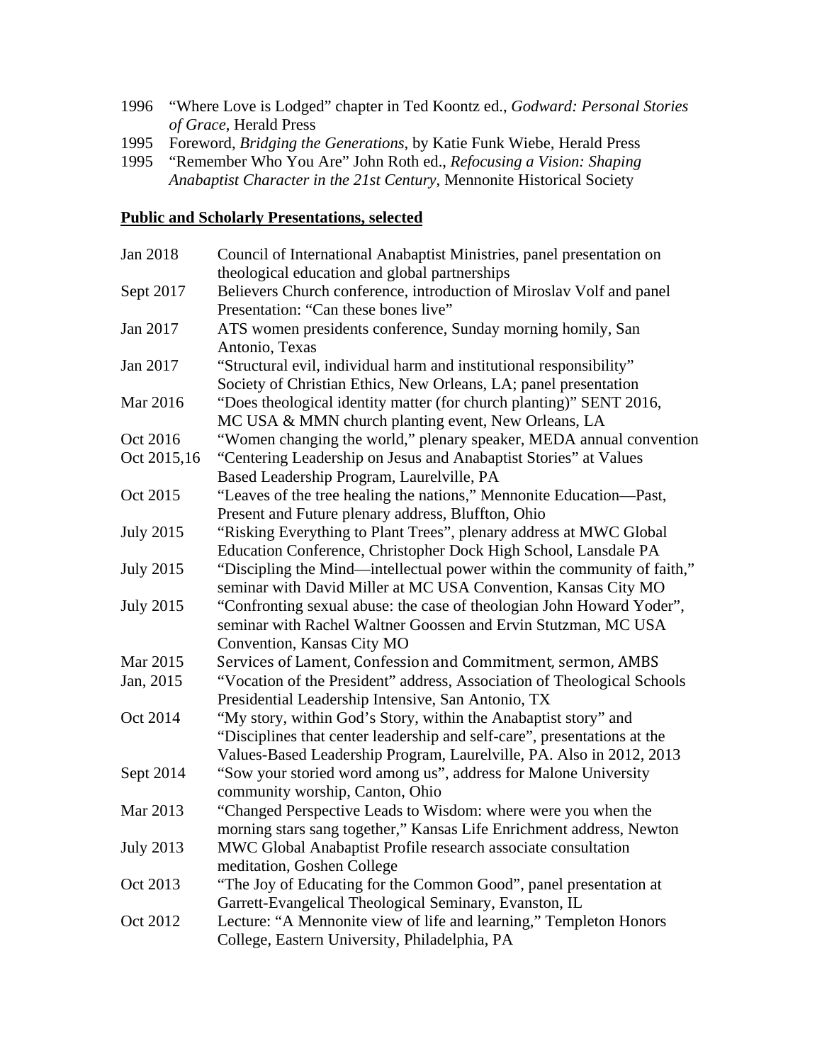1996 "Where Love is Lodged" chapter in Ted Koontz ed., *Godward: Personal Stories of Grace*, Herald Press

1995 Foreword, *Bridging the Generations*, by Katie Funk Wiebe, Herald Press

1995 "Remember Who You Are" John Roth ed., *Refocusing a Vision: Shaping Anabaptist Character in the 21st Century*, Mennonite Historical Society

**Public and Scholarly Presentations, selected**

| | |
|---|---|
| Jan 2018 | Council of International Anabaptist Ministries, panel presentation on theological education and global partnerships |
| Sept 2017 | Believers Church conference, introduction of Miroslav Volf and panel Presentation: "Can these bones live" |
| Jan 2017 | ATS women presidents conference, Sunday morning homily, San Antonio, Texas |
| Jan 2017 | "Structural evil, individual harm and institutional responsibility" Society of Christian Ethics, New Orleans, LA; panel presentation |
| Mar 2016 | "Does theological identity matter (for church planting)" SENT 2016, MC USA & MMN church planting event, New Orleans, LA |
| Oct 2016 | "Women changing the world," plenary speaker, MEDA annual convention |
| Oct 2015,16 | "Centering Leadership on Jesus and Anabaptist Stories" at Values Based Leadership Program, Laurelville, PA |
| Oct 2015 | "Leaves of the tree healing the nations," Mennonite Education—Past, Present and Future plenary address, Bluffton, Ohio |
| July 2015 | "Risking Everything to Plant Trees", plenary address at MWC Global Education Conference, Christopher Dock High School, Lansdale PA |
| July 2015 | "Discipling the Mind—intellectual power within the community of faith," seminar with David Miller at MC USA Convention, Kansas City MO |
| July 2015 | "Confronting sexual abuse: the case of theologian John Howard Yoder", seminar with Rachel Waltner Goossen and Ervin Stutzman, MC USA Convention, Kansas City MO |
| Mar 2015 | Services of Lament, Confession and Commitment, sermon, AMBS |
| Jan, 2015 | "Vocation of the President" address, Association of Theological Schools Presidential Leadership Intensive, San Antonio, TX |
| Oct 2014 | "My story, within God's Story, within the Anabaptist story" and "Disciplines that center leadership and self-care", presentations at the Values-Based Leadership Program, Laurelville, PA. Also in 2012, 2013 |
| Sept 2014 | "Sow your storied word among us", address for Malone University community worship, Canton, Ohio |
| Mar 2013 | "Changed Perspective Leads to Wisdom: where were you when the morning stars sang together," Kansas Life Enrichment address, Newton |
| July 2013 | MWC Global Anabaptist Profile research associate consultation meditation, Goshen College |
| Oct 2013 | "The Joy of Educating for the Common Good", panel presentation at Garrett-Evangelical Theological Seminary, Evanston, IL |
| Oct 2012 | Lecture: "A Mennonite view of life and learning," Templeton Honors College, Eastern University, Philadelphia, PA |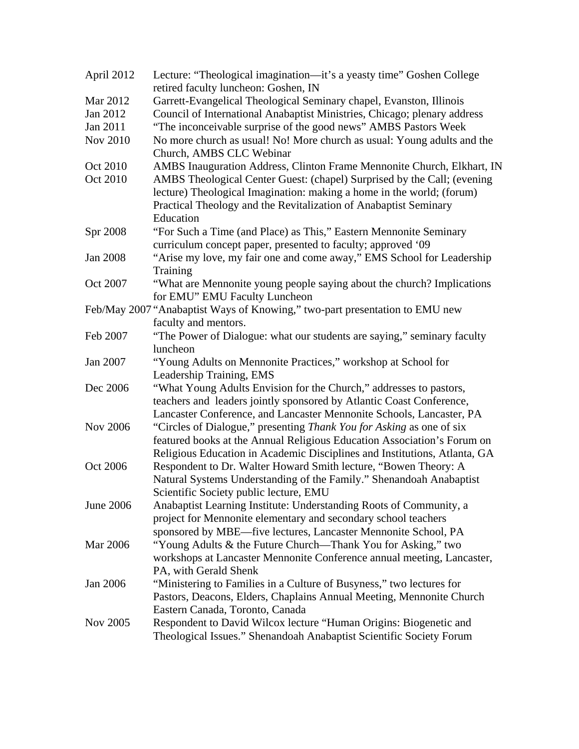| | |
|---|---|
| April 2012 | Lecture: "Theological imagination—it's a yeasty time" Goshen College retired faculty luncheon: Goshen, IN |
| Mar 2012 | Garrett-Evangelical Theological Seminary chapel, Evanston, Illinois |
| Jan 2012 | Council of International Anabaptist Ministries, Chicago; plenary address |
| Jan 2011 | "The inconceivable surprise of the good news" AMBS Pastors Week |
| Nov 2010 | No more church as usual! No! More church as usual: Young adults and the Church, AMBS CLC Webinar |
| Oct 2010 | AMBS Inauguration Address, Clinton Frame Mennonite Church, Elkhart, IN |
| Oct 2010 | AMBS Theological Center Guest: (chapel) Surprised by the Call; (evening lecture) Theological Imagination: making a home in the world; (forum) Practical Theology and the Revitalization of Anabaptist Seminary Education |
| Spr 2008 | "For Such a Time (and Place) as This," Eastern Mennonite Seminary curriculum concept paper, presented to faculty; approved '09 |
| Jan 2008 | "Arise my love, my fair one and come away," EMS School for Leadership Training |
| Oct 2007 | "What are Mennonite young people saying about the church? Implications for EMU" EMU Faculty Luncheon |
| Feb/May 2007 | "Anabaptist Ways of Knowing," two-part presentation to EMU new faculty and mentors. |
| Feb 2007 | "The Power of Dialogue: what our students are saying," seminary faculty luncheon |
| Jan 2007 | "Young Adults on Mennonite Practices," workshop at School for Leadership Training, EMS |
| Dec 2006 | "What Young Adults Envision for the Church," addresses to pastors, teachers and leaders jointly sponsored by Atlantic Coast Conference, Lancaster Conference, and Lancaster Mennonite Schools, Lancaster, PA |
| Nov 2006 | "Circles of Dialogue," presenting *Thank You for Asking* as one of six featured books at the Annual Religious Education Association's Forum on Religious Education in Academic Disciplines and Institutions, Atlanta, GA |
| Oct 2006 | Respondent to Dr. Walter Howard Smith lecture, "Bowen Theory: A Natural Systems Understanding of the Family." Shenandoah Anabaptist Scientific Society public lecture, EMU |
| June 2006 | Anabaptist Learning Institute: Understanding Roots of Community, a project for Mennonite elementary and secondary school teachers sponsored by MBE—five lectures, Lancaster Mennonite School, PA |
| Mar 2006 | "Young Adults & the Future Church—Thank You for Asking," two workshops at Lancaster Mennonite Conference annual meeting, Lancaster, PA, with Gerald Shenk |
| Jan 2006 | "Ministering to Families in a Culture of Busyness," two lectures for Pastors, Deacons, Elders, Chaplains Annual Meeting, Mennonite Church Eastern Canada, Toronto, Canada |
| Nov 2005 | Respondent to David Wilcox lecture "Human Origins: Biogenetic and Theological Issues." Shenandoah Anabaptist Scientific Society Forum |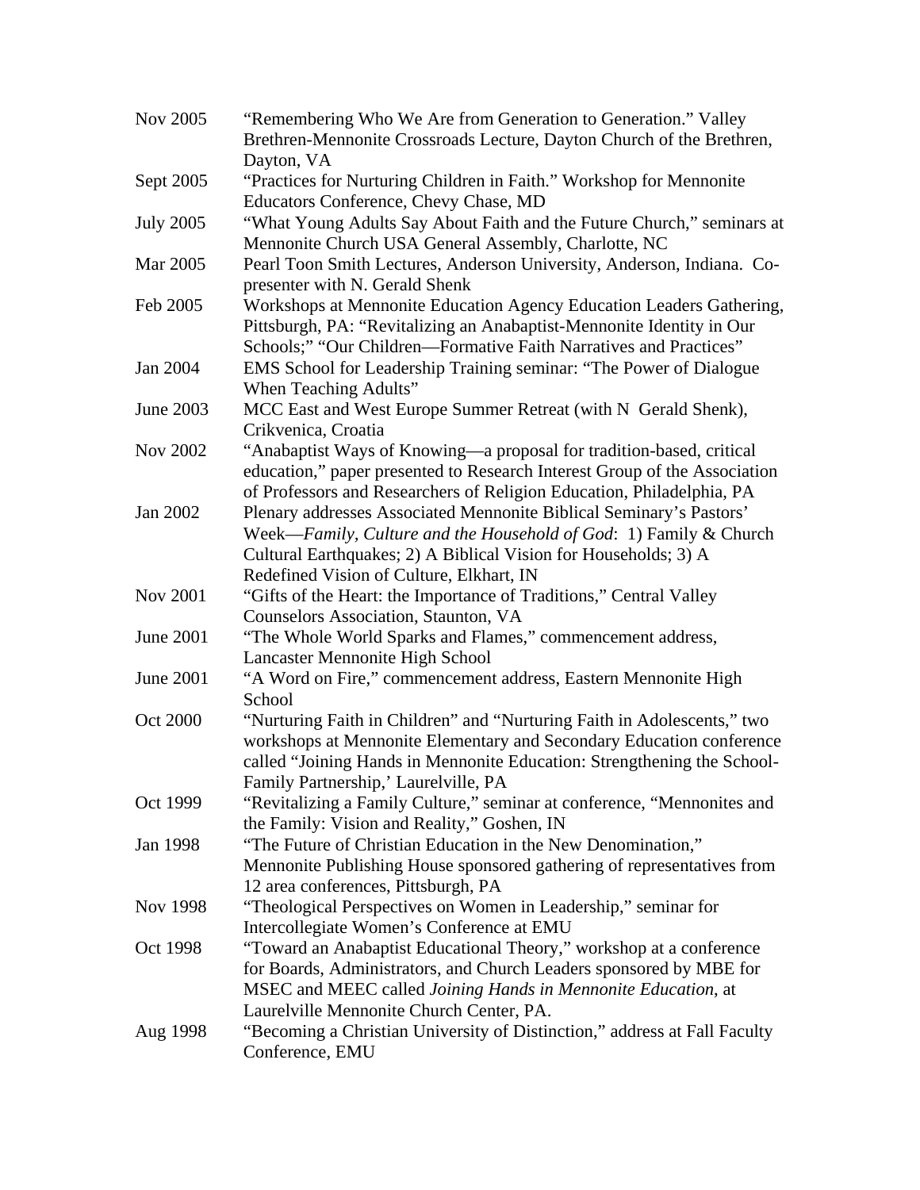| | |
|---|---|
| Nov 2005 | "Remembering Who We Are from Generation to Generation." Valley Brethren-Mennonite Crossroads Lecture, Dayton Church of the Brethren, Dayton, VA |
| Sept 2005 | "Practices for Nurturing Children in Faith." Workshop for Mennonite Educators Conference, Chevy Chase, MD |
| July 2005 | "What Young Adults Say About Faith and the Future Church," seminars at Mennonite Church USA General Assembly, Charlotte, NC |
| Mar 2005 | Pearl Toon Smith Lectures, Anderson University, Anderson, Indiana. Co-presenter with N. Gerald Shenk |
| Feb 2005 | Workshops at Mennonite Education Agency Education Leaders Gathering, Pittsburgh, PA: "Revitalizing an Anabaptist-Mennonite Identity in Our Schools;" "Our Children—Formative Faith Narratives and Practices" |
| Jan 2004 | EMS School for Leadership Training seminar: "The Power of Dialogue When Teaching Adults" |
| June 2003 | MCC East and West Europe Summer Retreat (with N Gerald Shenk), Crikvenica, Croatia |
| Nov 2002 | "Anabaptist Ways of Knowing—a proposal for tradition-based, critical education," paper presented to Research Interest Group of the Association of Professors and Researchers of Religion Education, Philadelphia, PA |
| Jan 2002 | Plenary addresses Associated Mennonite Biblical Seminary's Pastors' Week—*Family, Culture and the Household of God*: 1) Family & Church Cultural Earthquakes; 2) A Biblical Vision for Households; 3) A Redefined Vision of Culture, Elkhart, IN |
| Nov 2001 | "Gifts of the Heart: the Importance of Traditions," Central Valley Counselors Association, Staunton, VA |
| June 2001 | "The Whole World Sparks and Flames," commencement address, Lancaster Mennonite High School |
| June 2001 | "A Word on Fire," commencement address, Eastern Mennonite High School |
| Oct 2000 | "Nurturing Faith in Children" and "Nurturing Faith in Adolescents," two workshops at Mennonite Elementary and Secondary Education conference called "Joining Hands in Mennonite Education: Strengthening the School-Family Partnership,' Laurelville, PA |
| Oct 1999 | "Revitalizing a Family Culture," seminar at conference, "Mennonites and the Family: Vision and Reality," Goshen, IN |
| Jan 1998 | "The Future of Christian Education in the New Denomination," Mennonite Publishing House sponsored gathering of representatives from 12 area conferences, Pittsburgh, PA |
| Nov 1998 | "Theological Perspectives on Women in Leadership," seminar for Intercollegiate Women's Conference at EMU |
| Oct 1998 | "Toward an Anabaptist Educational Theory," workshop at a conference for Boards, Administrators, and Church Leaders sponsored by MBE for MSEC and MEEC called *Joining Hands in Mennonite Education*, at Laurelville Mennonite Church Center, PA. |
| Aug 1998 | "Becoming a Christian University of Distinction," address at Fall Faculty Conference, EMU |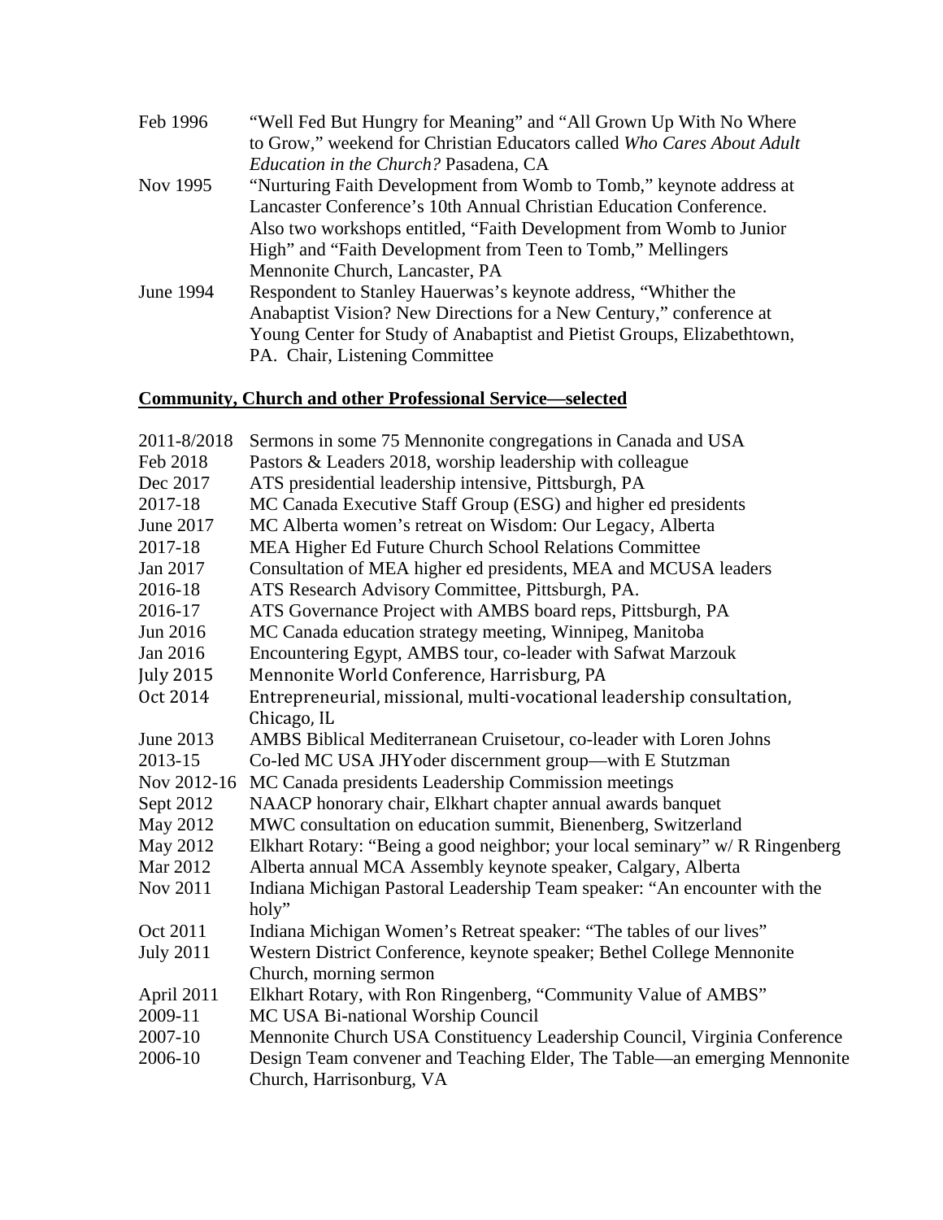| | |
|---|---|
| Feb 1996 | "Well Fed But Hungry for Meaning" and "All Grown Up With No Where to Grow," weekend for Christian Educators called *Who Cares About Adult Education in the Church?* Pasadena, CA |
| Nov 1995 | "Nurturing Faith Development from Womb to Tomb," keynote address at Lancaster Conference's 10th Annual Christian Education Conference. Also two workshops entitled, "Faith Development from Womb to Junior High" and "Faith Development from Teen to Tomb," Mellingers Mennonite Church, Lancaster, PA |
| June 1994 | Respondent to Stanley Hauerwas's keynote address, "Whither the Anabaptist Vision? New Directions for a New Century," conference at Young Center for Study of Anabaptist and Pietist Groups, Elizabethtown, PA. Chair, Listening Committee |

## **Community, Church and other Professional Service—selected**

| | |
|---|---|
| 2011-8/2018 | Sermons in some 75 Mennonite congregations in Canada and USA |
| Feb 2018 | Pastors & Leaders 2018, worship leadership with colleague |
| Dec 2017 | ATS presidential leadership intensive, Pittsburgh, PA |
| 2017-18 | MC Canada Executive Staff Group (ESG) and higher ed presidents |
| June 2017 | MC Alberta women's retreat on Wisdom: Our Legacy, Alberta |
| 2017-18 | MEA Higher Ed Future Church School Relations Committee |
| Jan 2017 | Consultation of MEA higher ed presidents, MEA and MCUSA leaders |
| 2016-18 | ATS Research Advisory Committee, Pittsburgh, PA. |
| 2016-17 | ATS Governance Project with AMBS board reps, Pittsburgh, PA |
| Jun 2016 | MC Canada education strategy meeting, Winnipeg, Manitoba |
| Jan 2016 | Encountering Egypt, AMBS tour, co-leader with Safwat Marzouk |
| July 2015 | Mennonite World Conference, Harrisburg, PA |
| Oct 2014 | Entrepreneurial, missional, multi-vocational leadership consultation, Chicago, IL |
| June 2013 | AMBS Biblical Mediterranean Cruisetour, co-leader with Loren Johns |
| 2013-15 | Co-led MC USA JHYoder discernment group—with E Stutzman |
| Nov 2012-16 | MC Canada presidents Leadership Commission meetings |
| Sept 2012 | NAACP honorary chair, Elkhart chapter annual awards banquet |
| May 2012 | MWC consultation on education summit, Bienenberg, Switzerland |
| May 2012 | Elkhart Rotary: "Being a good neighbor; your local seminary" w/ R Ringenberg |
| Mar 2012 | Alberta annual MCA Assembly keynote speaker, Calgary, Alberta |
| Nov 2011 | Indiana Michigan Pastoral Leadership Team speaker: "An encounter with the holy" |
| Oct 2011 | Indiana Michigan Women's Retreat speaker: "The tables of our lives" |
| July 2011 | Western District Conference, keynote speaker; Bethel College Mennonite Church, morning sermon |
| April 2011 | Elkhart Rotary, with Ron Ringenberg, "Community Value of AMBS" |
| 2009-11 | MC USA Bi-national Worship Council |
| 2007-10 | Mennonite Church USA Constituency Leadership Council, Virginia Conference |
| 2006-10 | Design Team convener and Teaching Elder, The Table—an emerging Mennonite Church, Harrisonburg, VA |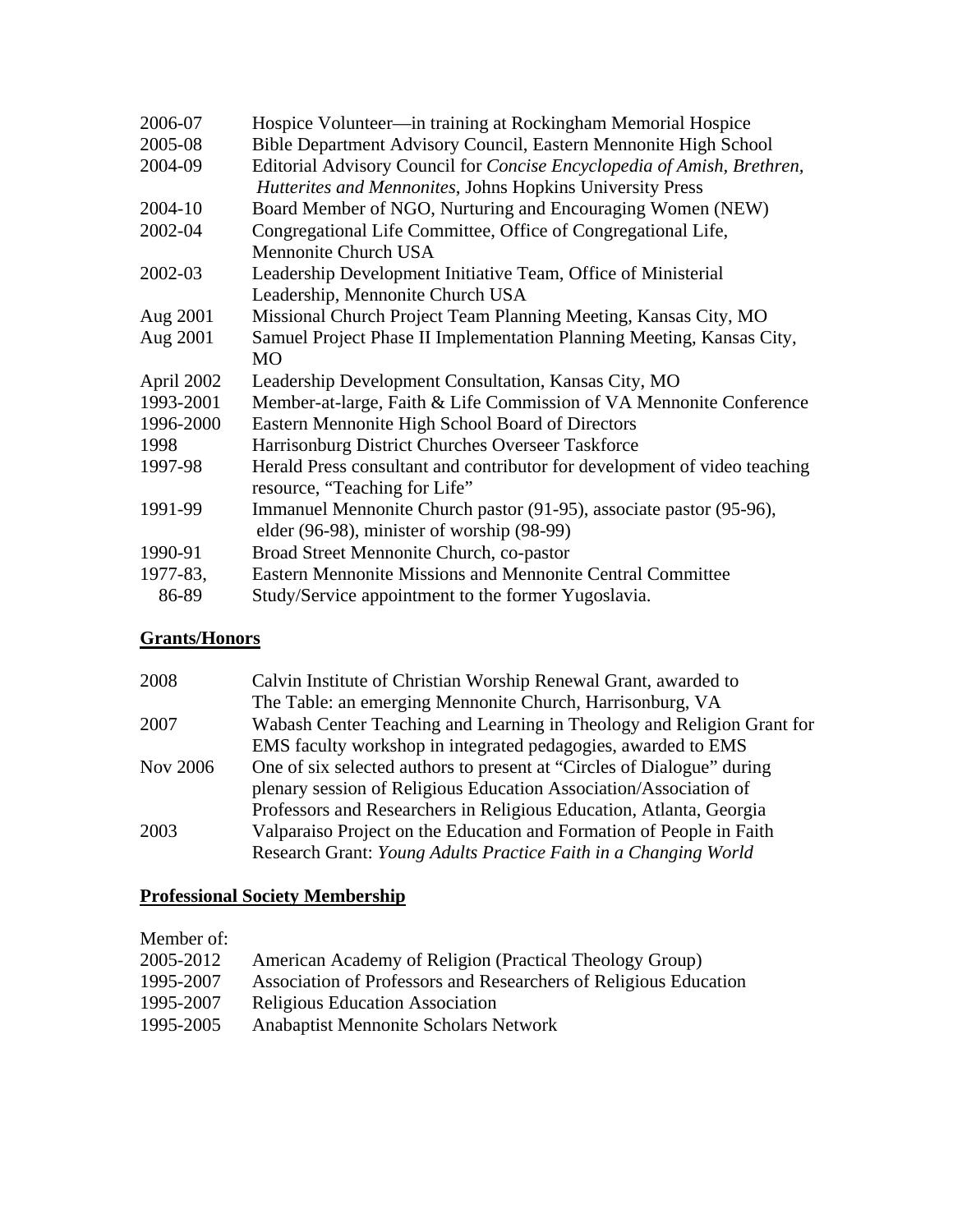| | |
|---|---|
| 2006-07 | Hospice Volunteer—in training at Rockingham Memorial Hospice |
| 2005-08 | Bible Department Advisory Council, Eastern Mennonite High School |
| 2004-09 | Editorial Advisory Council for *Concise Encyclopedia of Amish, Brethren, Hutterites and Mennonites*, Johns Hopkins University Press |
| 2004-10 | Board Member of NGO, Nurturing and Encouraging Women (NEW) |
| 2002-04 | Congregational Life Committee, Office of Congregational Life, Mennonite Church USA |
| 2002-03 | Leadership Development Initiative Team, Office of Ministerial Leadership, Mennonite Church USA |
| Aug 2001 | Missional Church Project Team Planning Meeting, Kansas City, MO |
| Aug 2001 | Samuel Project Phase II Implementation Planning Meeting, Kansas City, MO |
| April 2002 | Leadership Development Consultation, Kansas City, MO |
| 1993-2001 | Member-at-large, Faith & Life Commission of VA Mennonite Conference |
| 1996-2000 | Eastern Mennonite High School Board of Directors |
| 1998 | Harrisonburg District Churches Overseer Taskforce |
| 1997-98 | Herald Press consultant and contributor for development of video teaching resource, "Teaching for Life" |
| 1991-99 | Immanuel Mennonite Church pastor (91-95), associate pastor (95-96), elder (96-98), minister of worship (98-99) |
| 1990-91 | Broad Street Mennonite Church, co-pastor |
| 1977-83, 86-89 | Eastern Mennonite Missions and Mennonite Central Committee Study/Service appointment to the former Yugoslavia. |

## **Grants/Honors**

| | |
|---|---|
| 2008 | Calvin Institute of Christian Worship Renewal Grant, awarded to The Table: an emerging Mennonite Church, Harrisonburg, VA |
| 2007 | Wabash Center Teaching and Learning in Theology and Religion Grant for EMS faculty workshop in integrated pedagogies, awarded to EMS |
| Nov 2006 | One of six selected authors to present at "Circles of Dialogue" during plenary session of Religious Education Association/Association of Professors and Researchers in Religious Education, Atlanta, Georgia |
| 2003 | Valparaiso Project on the Education and Formation of People in Faith Research Grant: *Young Adults Practice Faith in a Changing World* |

## **Professional Society Membership**

Member of:

| | |
|---|---|
| 2005-2012 | American Academy of Religion (Practical Theology Group) |
| 1995-2007 | Association of Professors and Researchers of Religious Education |
| 1995-2007 | Religious Education Association |
| 1995-2005 | Anabaptist Mennonite Scholars Network |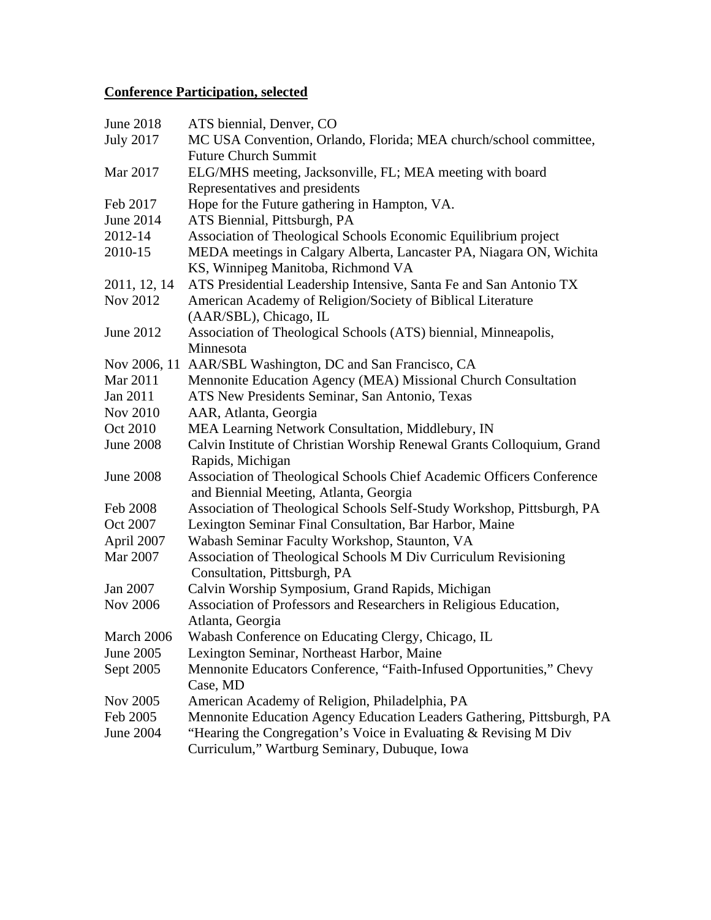**Conference Participation, selected**

| | |
|---|---|
| June 2018 | ATS biennial, Denver, CO |
| July 2017 | MC USA Convention, Orlando, Florida; MEA church/school committee, Future Church Summit |
| Mar 2017 | ELG/MHS meeting, Jacksonville, FL; MEA meeting with board Representatives and presidents |
| Feb 2017 | Hope for the Future gathering in Hampton, VA. |
| June 2014 | ATS Biennial, Pittsburgh, PA |
| 2012-14 | Association of Theological Schools Economic Equilibrium project |
| 2010-15 | MEDA meetings in Calgary Alberta, Lancaster PA, Niagara ON, Wichita KS, Winnipeg Manitoba, Richmond VA |
| 2011, 12, 14 | ATS Presidential Leadership Intensive, Santa Fe and San Antonio TX |
| Nov 2012 | American Academy of Religion/Society of Biblical Literature (AAR/SBL), Chicago, IL |
| June 2012 | Association of Theological Schools (ATS) biennial, Minneapolis, Minnesota |
| Nov 2006, 11 | AAR/SBL Washington, DC and San Francisco, CA |
| Mar 2011 | Mennonite Education Agency (MEA) Missional Church Consultation |
| Jan 2011 | ATS New Presidents Seminar, San Antonio, Texas |
| Nov 2010 | AAR, Atlanta, Georgia |
| Oct 2010 | MEA Learning Network Consultation, Middlebury, IN |
| June 2008 | Calvin Institute of Christian Worship Renewal Grants Colloquium, Grand Rapids, Michigan |
| June 2008 | Association of Theological Schools Chief Academic Officers Conference and Biennial Meeting, Atlanta, Georgia |
| Feb 2008 | Association of Theological Schools Self-Study Workshop, Pittsburgh, PA |
| Oct 2007 | Lexington Seminar Final Consultation, Bar Harbor, Maine |
| April 2007 | Wabash Seminar Faculty Workshop, Staunton, VA |
| Mar 2007 | Association of Theological Schools M Div Curriculum Revisioning Consultation, Pittsburgh, PA |
| Jan 2007 | Calvin Worship Symposium, Grand Rapids, Michigan |
| Nov 2006 | Association of Professors and Researchers in Religious Education, Atlanta, Georgia |
| March 2006 | Wabash Conference on Educating Clergy, Chicago, IL |
| June 2005 | Lexington Seminar, Northeast Harbor, Maine |
| Sept 2005 | Mennonite Educators Conference, "Faith-Infused Opportunities," Chevy Case, MD |
| Nov 2005 | American Academy of Religion, Philadelphia, PA |
| Feb 2005 | Mennonite Education Agency Education Leaders Gathering, Pittsburgh, PA |
| June 2004 | "Hearing the Congregation's Voice in Evaluating & Revising M Div Curriculum," Wartburg Seminary, Dubuque, Iowa |